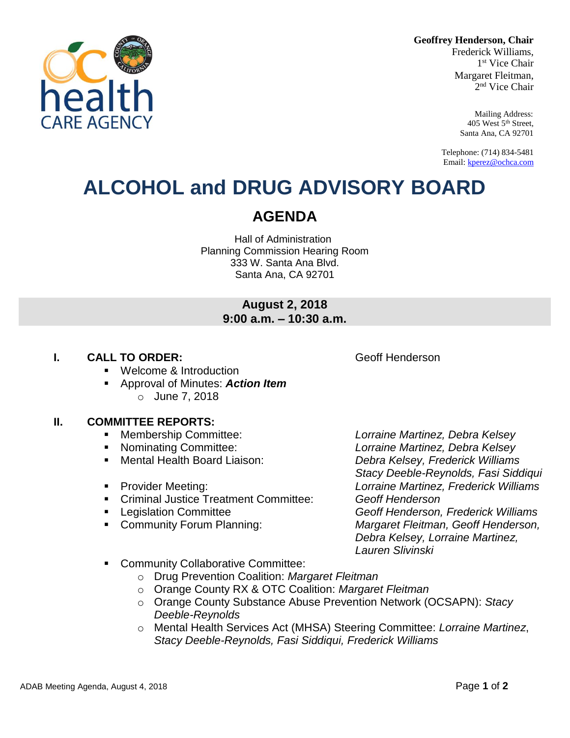**Geoffrey Henderson, Chair**
Frederick Williams,
1st Vice Chair
Margaret Fleitman,
2nd Vice Chair

Mailing Address:
405 West 5th Street,
Santa Ana, CA 92701

Telephone: (714) 834-5481
Email: kperez@ochca.com

# ALCOHOL and DRUG ADVISORY BOARD

## AGENDA

Hall of Administration
Planning Commission Hearing Room
333 W. Santa Ana Blvd.
Santa Ana, CA 92701

**August 2, 2018**
**9:00 a.m. – 10:30 a.m.**

**I. CALL TO ORDER:** Geoff Henderson

- Welcome & Introduction
- Approval of Minutes: ***Action Item***
  - June 7, 2018

**II. COMMITTEE REPORTS:**

- Membership Committee: *Lorraine Martinez, Debra Kelsey*
- Nominating Committee: *Lorraine Martinez, Debra Kelsey*
- Mental Health Board Liaison: *Debra Kelsey, Frederick Williams, Stacy Deeble-Reynolds, Fasi Siddiqui*
- Provider Meeting: *Lorraine Martinez, Frederick Williams*
- Criminal Justice Treatment Committee: *Geoff Henderson*
- Legislation Committee *Geoff Henderson, Frederick Williams*
- Community Forum Planning: *Margaret Fleitman, Geoff Henderson, Debra Kelsey, Lorraine Martinez, Lauren Slivinski*
- Community Collaborative Committee:
  - Drug Prevention Coalition: *Margaret Fleitman*
  - Orange County RX & OTC Coalition: *Margaret Fleitman*
  - Orange County Substance Abuse Prevention Network (OCSAPN): *Stacy Deeble-Reynolds*
  - Mental Health Services Act (MHSA) Steering Committee: *Lorraine Martinez*, *Stacy Deeble-Reynolds, Fasi Siddiqui, Frederick Williams*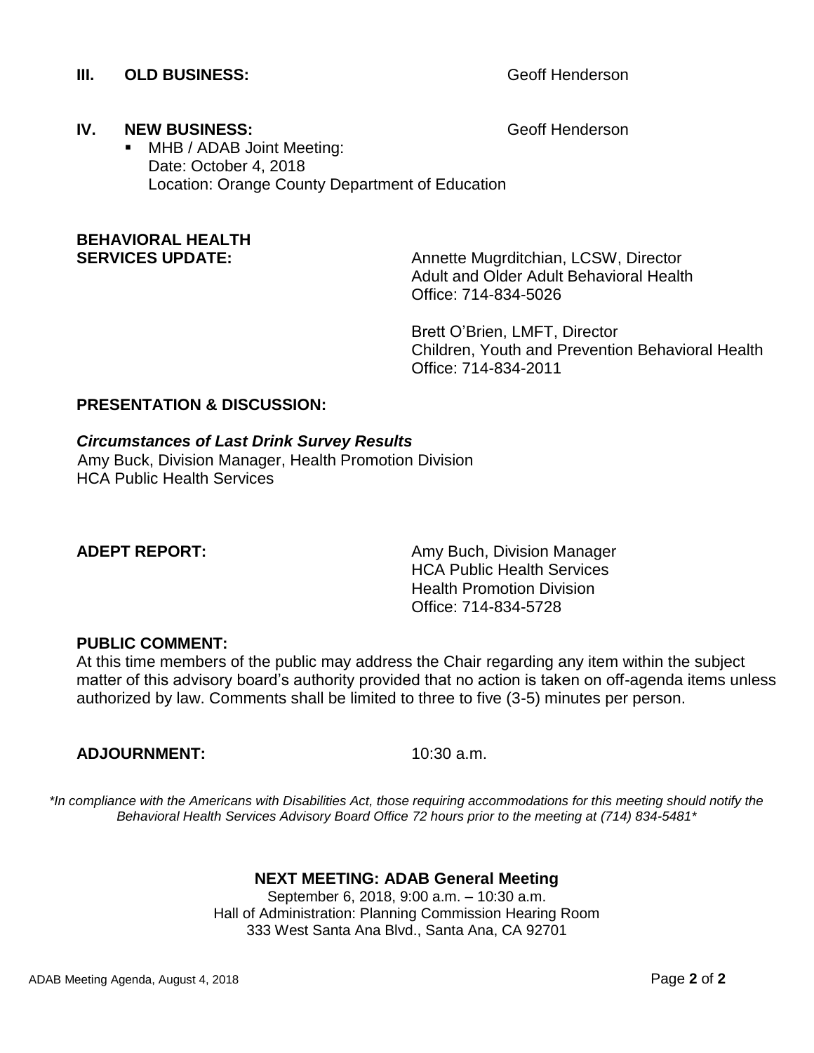**III. OLD BUSINESS:** Geoff Henderson

**IV. NEW BUSINESS:** Geoff Henderson

- MHB / ADAB Joint Meeting:
  Date: October 4, 2018
  Location: Orange County Department of Education

**BEHAVIORAL HEALTH SERVICES UPDATE:**

Annette Mugrditchian, LCSW, Director
Adult and Older Adult Behavioral Health
Office: 714-834-5026

Brett O'Brien, LMFT, Director
Children, Youth and Prevention Behavioral Health
Office: 714-834-2011

**PRESENTATION & DISCUSSION:**

***Circumstances of Last Drink Survey Results***
Amy Buck, Division Manager, Health Promotion Division
HCA Public Health Services

**ADEPT REPORT:**

Amy Buch, Division Manager
HCA Public Health Services
Health Promotion Division
Office: 714-834-5728

**PUBLIC COMMENT:**
At this time members of the public may address the Chair regarding any item within the subject matter of this advisory board's authority provided that no action is taken on off-agenda items unless authorized by law. Comments shall be limited to three to five (3-5) minutes per person.

**ADJOURNMENT:** 10:30 a.m.

*\*In compliance with the Americans with Disabilities Act, those requiring accommodations for this meeting should notify the Behavioral Health Services Advisory Board Office 72 hours prior to the meeting at (714) 834-5481\**

**NEXT MEETING: ADAB General Meeting**
September 6, 2018, 9:00 a.m. – 10:30 a.m.
Hall of Administration: Planning Commission Hearing Room
333 West Santa Ana Blvd., Santa Ana, CA 92701